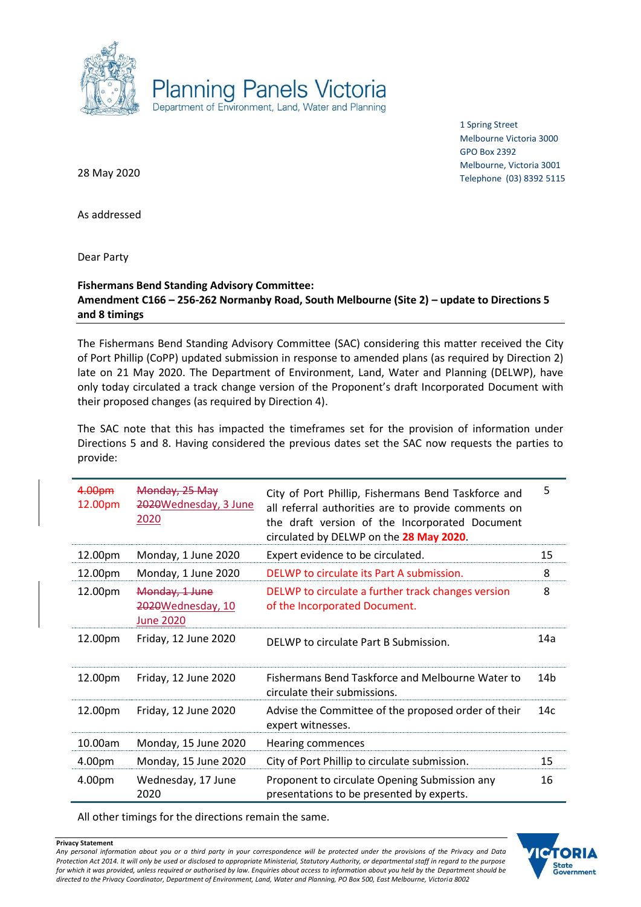Planning Panels Victoria
Department of Environment, Land, Water and Planning

1 Spring Street
Melbourne Victoria 3000
GPO Box 2392
Melbourne, Victoria 3001
Telephone (03) 8392 5115

28 May 2020

As addressed

Dear Party

**Fishermans Bend Standing Advisory Committee:**
**Amendment C166 – 256-262 Normanby Road, South Melbourne (Site 2) – update to Directions 5 and 8 timings**

The Fishermans Bend Standing Advisory Committee (SAC) considering this matter received the City of Port Phillip (CoPP) updated submission in response to amended plans (as required by Direction 2) late on 21 May 2020. The Department of Environment, Land, Water and Planning (DELWP), have only today circulated a track change version of the Proponent's draft Incorporated Document with their proposed changes (as required by Direction 4).

The SAC note that this has impacted the timeframes set for the provision of information under Directions 5 and 8. Having considered the previous dates set the SAC now requests the parties to provide:

| | | | |
|---|---|---|---|
| ~~4.00pm~~ 12.00pm | ~~Monday, 25 May 2020~~ Wednesday, 3 June 2020 | City of Port Phillip, Fishermans Bend Taskforce and all referral authorities are to provide comments on the draft version of the Incorporated Document circulated by DELWP on the **28 May 2020**. | 5 |
| 12.00pm | Monday, 1 June 2020 | Expert evidence to be circulated. | 15 |
| 12.00pm | Monday, 1 June 2020 | DELWP to circulate its Part A submission. | 8 |
| 12.00pm | ~~Monday, 1 June 2020~~ Wednesday, 10 June 2020 | DELWP to circulate a further track changes version of the Incorporated Document. | 8 |
| 12.00pm | Friday, 12 June 2020 | DELWP to circulate Part B Submission. | 14a |
| 12.00pm | Friday, 12 June 2020 | Fishermans Bend Taskforce and Melbourne Water to circulate their submissions. | 14b |
| 12.00pm | Friday, 12 June 2020 | Advise the Committee of the proposed order of their expert witnesses. | 14c |
| 10.00am | Monday, 15 June 2020 | Hearing commences | |
| 4.00pm | Monday, 15 June 2020 | City of Port Phillip to circulate submission. | 15 |
| 4.00pm | Wednesday, 17 June 2020 | Proponent to circulate Opening Submission any presentations to be presented by experts. | 16 |

All other timings for the directions remain the same.

**Privacy Statement**
*Any personal information about you or a third party in your correspondence will be protected under the provisions of the Privacy and Data Protection Act 2014. It will only be used or disclosed to appropriate Ministerial, Statutory Authority, or departmental staff in regard to the purpose for which it was provided, unless required or authorised by law. Enquiries about access to information about you held by the Department should be directed to the Privacy Coordinator, Department of Environment, Land, Water and Planning, PO Box 500, East Melbourne, Victoria 8002*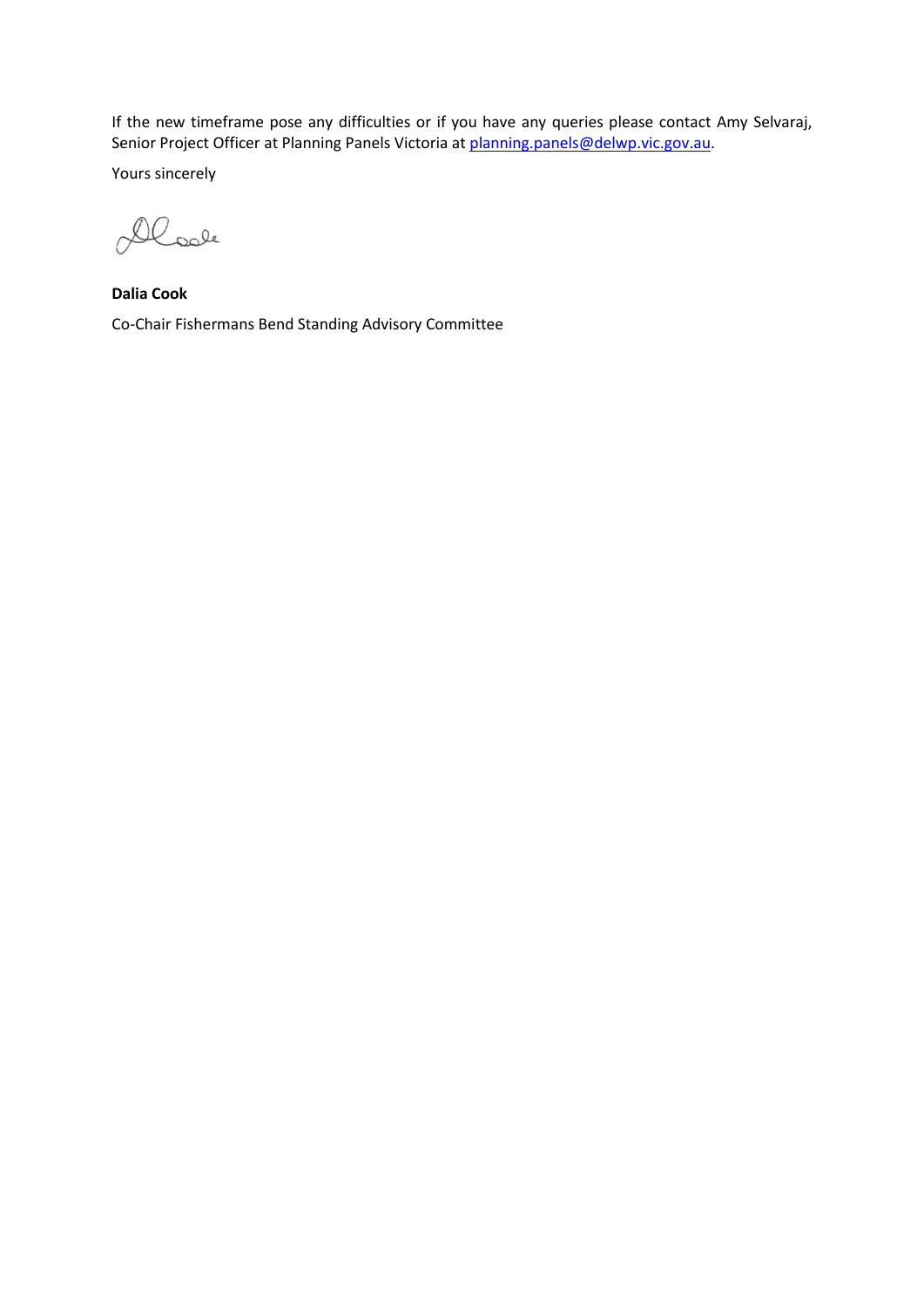If the new timeframe pose any difficulties or if you have any queries please contact Amy Selvaraj, Senior Project Officer at Planning Panels Victoria at planning.panels@delwp.vic.gov.au.

Yours sincerely

**Dalia Cook**

Co-Chair Fishermans Bend Standing Advisory Committee